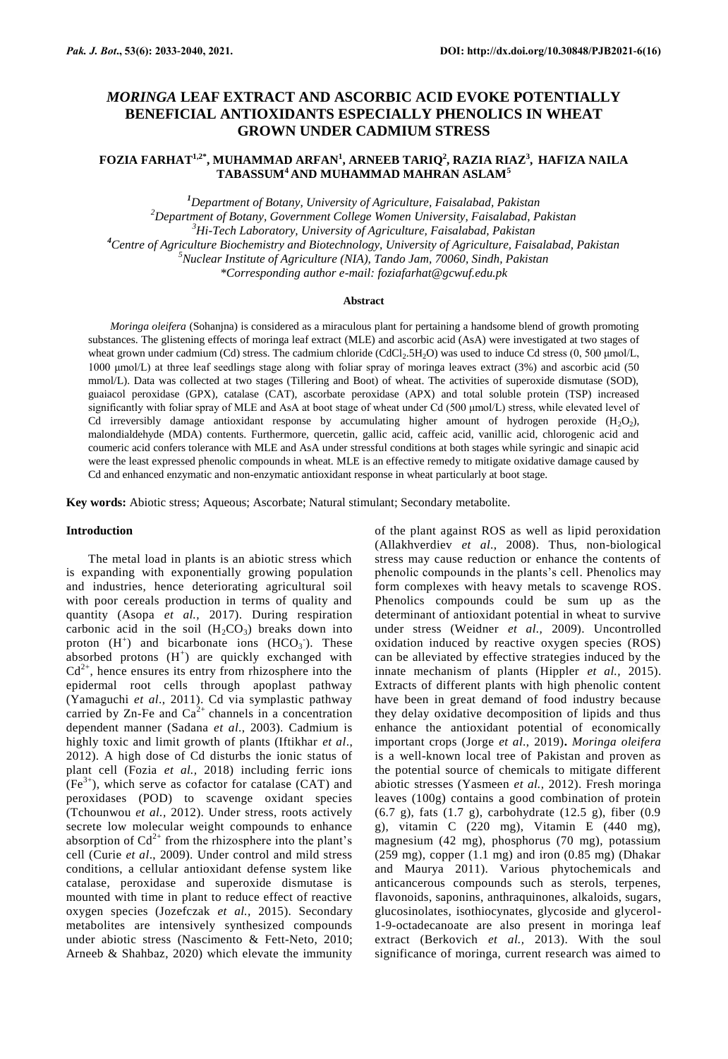# *MORINGA* LEAF EXTRACT AND ASCORBIC ACID EVOKE POTENTIALLY BENEFICIAL ANTIOXIDANTS ESPECIALLY PHENOLICS IN WHEAT GROWN UNDER CADMIUM STRESS

**FOZIA FARHAT[1,2*], MUHAMMAD ARFAN[1], ARNEEB TARIQ[2], RAZIA RIAZ[3], HAFIZA NAILA TABASSUM[4] AND MUHAMMAD MAHRAN ASLAM[5]**

*[1]Department of Botany, University of Agriculture, Faisalabad, Pakistan*
*[2]Department of Botany, Government College Women University, Faisalabad, Pakistan*
*[3]Hi-Tech Laboratory, University of Agriculture, Faisalabad, Pakistan*
*[4]Centre of Agriculture Biochemistry and Biotechnology, University of Agriculture, Faisalabad, Pakistan*
*[5]Nuclear Institute of Agriculture (NIA), Tando Jam, 70060, Sindh, Pakistan*
*\*Corresponding author e-mail: foziafarhat@gcwuf.edu.pk*

## Abstract

*Moringa oleifera* (Sohanjna) is considered as a miraculous plant for pertaining a handsome blend of growth promoting substances. The glistening effects of moringa leaf extract (MLE) and ascorbic acid (AsA) were investigated at two stages of wheat grown under cadmium (Cd) stress. The cadmium chloride ($CdCl_2.5H_2O$) was used to induce Cd stress (0, 500 μmol/L, 1000 μmol/L) at three leaf seedlings stage along with foliar spray of moringa leaves extract (3%) and ascorbic acid (50 mmol/L). Data was collected at two stages (Tillering and Boot) of wheat. The activities of superoxide dismutase (SOD), guaiacol peroxidase (GPX), catalase (CAT), ascorbate peroxidase (APX) and total soluble protein (TSP) increased significantly with foliar spray of MLE and AsA at boot stage of wheat under Cd (500 μmol/L) stress, while elevated level of Cd irreversibly damage antioxidant response by accumulating higher amount of hydrogen peroxide ($H_2O_2$), malondialdehyde (MDA) contents. Furthermore, quercetin, gallic acid, caffeic acid, vanillic acid, chlorogenic acid and coumeric acid confers tolerance with MLE and AsA under stressful conditions at both stages while syringic and sinapic acid were the least expressed phenolic compounds in wheat. MLE is an effective remedy to mitigate oxidative damage caused by Cd and enhanced enzymatic and non-enzymatic antioxidant response in wheat particularly at boot stage.

**Key words:** Abiotic stress; Aqueous; Ascorbate; Natural stimulant; Secondary metabolite.

## Introduction

The metal load in plants is an abiotic stress which is expanding with exponentially growing population and industries, hence deteriorating agricultural soil with poor cereals production in terms of quality and quantity (Asopa *et al.,* 2017). During respiration carbonic acid in the soil ($H_2CO_3$) breaks down into proton ($H^+$) and bicarbonate ions ($HCO_3^-$). These absorbed protons ($H^+$) are quickly exchanged with $Cd^{2+}$, hence ensures its entry from rhizosphere into the epidermal root cells through apoplast pathway (Yamaguchi *et al*., 2011). Cd via symplastic pathway carried by Zn-Fe and $Ca^{2+}$ channels in a concentration dependent manner (Sadana *et al.,* 2003). Cadmium is highly toxic and limit growth of plants (Iftikhar *et al*., 2012). A high dose of Cd disturbs the ionic status of plant cell (Fozia *et al.,* 2018) including ferric ions ($Fe^{3+}$), which serve as cofactor for catalase (CAT) and peroxidases (POD) to scavenge oxidant species (Tchounwou *et al.,* 2012). Under stress, roots actively secrete low molecular weight compounds to enhance absorption of $Cd^{2+}$ from the rhizosphere into the plant's cell (Curie *et al*., 2009). Under control and mild stress conditions, a cellular antioxidant defense system like catalase, peroxidase and superoxide dismutase is mounted with time in plant to reduce effect of reactive oxygen species (Jozefczak *et al.,* 2015). Secondary metabolites are intensively synthesized compounds under abiotic stress (Nascimento & Fett-Neto, 2010; Arneeb & Shahbaz, 2020) which elevate the immunity of the plant against ROS as well as lipid peroxidation (Allakhverdiev *et al*., 2008). Thus, non-biological stress may cause reduction or enhance the contents of phenolic compounds in the plants's cell. Phenolics may form complexes with heavy metals to scavenge ROS. Phenolics compounds could be sum up as the determinant of antioxidant potential in wheat to survive under stress (Weidner *et al.,* 2009). Uncontrolled oxidation induced by reactive oxygen species (ROS) can be alleviated by effective strategies induced by the innate mechanism of plants (Hippler *et al.,* 2015). Extracts of different plants with high phenolic content have been in great demand of food industry because they delay oxidative decomposition of lipids and thus enhance the antioxidant potential of economically important crops (Jorge *et al*., 2019)**.** *Moringa oleifera* is a well-known local tree of Pakistan and proven as the potential source of chemicals to mitigate different abiotic stresses (Yasmeen *et al.,* 2012). Fresh moringa leaves (100g) contains a good combination of protein (6.7 g), fats (1.7 g), carbohydrate (12.5 g), fiber (0.9 g), vitamin C (220 mg), Vitamin E (440 mg), magnesium (42 mg), phosphorus (70 mg), potassium (259 mg), copper (1.1 mg) and iron (0.85 mg) (Dhakar and Maurya 2011). Various phytochemicals and anticancerous compounds such as sterols, terpenes, flavonoids, saponins, anthraquinones, alkaloids, sugars, glucosinolates, isothiocynates, glycoside and glycerol-1-9-octadecanoate are also present in moringa leaf extract (Berkovich *et al.,* 2013). With the soul significance of moringa, current research was aimed to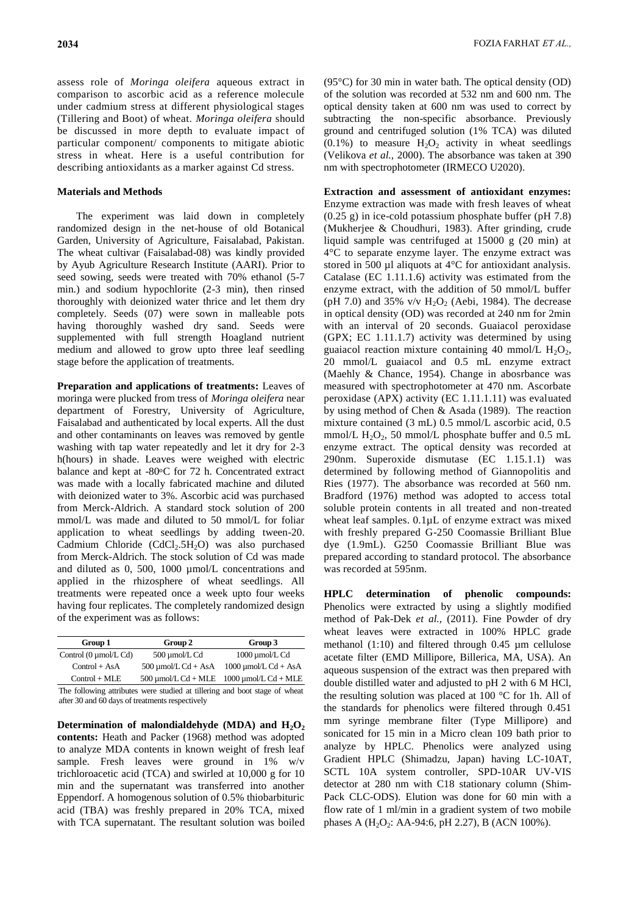assess role of *Moringa oleifera* aqueous extract in comparison to ascorbic acid as a reference molecule under cadmium stress at different physiological stages (Tillering and Boot) of wheat. *Moringa oleifera* should be discussed in more depth to evaluate impact of particular component/ components to mitigate abiotic stress in wheat. Here is a useful contribution for describing antioxidants as a marker against Cd stress.

## Materials and Methods

The experiment was laid down in completely randomized design in the net-house of old Botanical Garden, University of Agriculture, Faisalabad, Pakistan. The wheat cultivar (Faisalabad-08) was kindly provided by Ayub Agriculture Research Institute (AARI). Prior to seed sowing, seeds were treated with 70% ethanol (5-7 min.) and sodium hypochlorite (2-3 min), then rinsed thoroughly with deionized water thrice and let them dry completely. Seeds (07) were sown in malleable pots having thoroughly washed dry sand. Seeds were supplemented with full strength Hoagland nutrient medium and allowed to grow upto three leaf seedling stage before the application of treatments.

**Preparation and applications of treatments:** Leaves of moringa were plucked from tress of *Moringa oleifera* near department of Forestry, University of Agriculture, Faisalabad and authenticated by local experts. All the dust and other contaminants on leaves was removed by gentle washing with tap water repeatedly and let it dry for 2-3 h(hours) in shade. Leaves were weighed with electric balance and kept at -80°C for 72 h. Concentrated extract was made with a locally fabricated machine and diluted with deionized water to 3%. Ascorbic acid was purchased from Merck-Aldrich. A standard stock solution of 200 mmol/L was made and diluted to 50 mmol/L for foliar application to wheat seedlings by adding tween-20. Cadmium Chloride ($CdCl_2.5H_2O$) was also purchased from Merck-Aldrich. The stock solution of Cd was made and diluted as 0, 500, 1000 µmol/L concentrations and applied in the rhizosphere of wheat seedlings. All treatments were repeated once a week upto four weeks having four replicates. The completely randomized design of the experiment was as follows:

| Group 1 | Group 2 | Group 3 |
|---|---|---|
| Control (0 µmol/L Cd) | 500 µmol/L Cd | 1000 µmol/L Cd |
| Control + AsA | 500 µmol/L Cd + AsA | 1000 µmol/L Cd + AsA |
| Control + MLE | 500 µmol/L Cd + MLE | 1000 µmol/L Cd + MLE |

The following attributes were studied at tillering and boot stage of wheat after 30 and 60 days of treatments respectively

**Determination of malondialdehyde (MDA) and $H_2O_2$ contents:** Heath and Packer (1968) method was adopted to analyze MDA contents in known weight of fresh leaf sample. Fresh leaves were ground in 1% w/v trichloroacetic acid (TCA) and swirled at 10,000 g for 10 min and the supernatant was transferred into another Eppendorf. A homogenous solution of 0.5% thiobarbituric acid (TBA) was freshly prepared in 20% TCA, mixed with TCA supernatant. The resultant solution was boiled (95°C) for 30 min in water bath. The optical density (OD) of the solution was recorded at 532 nm and 600 nm. The optical density taken at 600 nm was used to correct by subtracting the non-specific absorbance. Previously ground and centrifuged solution (1% TCA) was diluted (0.1%) to measure $H_2O_2$ activity in wheat seedlings (Velikova *et al.,* 2000). The absorbance was taken at 390 nm with spectrophotometer (IRMECO U2020).

**Extraction and assessment of antioxidant enzymes:** Enzyme extraction was made with fresh leaves of wheat (0.25 g) in ice-cold potassium phosphate buffer (pH 7.8) (Mukherjee & Choudhuri, 1983). After grinding, crude liquid sample was centrifuged at 15000 g (20 min) at 4°C to separate enzyme layer. The enzyme extract was stored in 500 µl aliquots at 4°C for antioxidant analysis. Catalase (EC 1.11.1.6) activity was estimated from the enzyme extract, with the addition of 50 mmol/L buffer (pH 7.0) and 35% v/v $H_2O_2$ (Aebi, 1984). The decrease in optical density (OD) was recorded at 240 nm for 2min with an interval of 20 seconds. Guaiacol peroxidase (GPX; EC 1.11.1.7) activity was determined by using guaiacol reaction mixture containing 40 mmol/L $H_2O_2$, 20 mmol/L guaiacol and 0.5 mL enzyme extract (Maehly & Chance, 1954). Change in abosrbance was measured with spectrophotometer at 470 nm. Ascorbate peroxidase (APX) activity (EC 1.11.1.11) was evaluated by using method of Chen & Asada (1989). The reaction mixture contained (3 mL) 0.5 mmol/L ascorbic acid, 0.5 mmol/L $H_2O_2$, 50 mmol/L phosphate buffer and 0.5 mL enzyme extract. The optical density was recorded at 290nm. Superoxide dismutase (EC 1.15.1.1) was determined by following method of Giannopolitis and Ries (1977). The absorbance was recorded at 560 nm. Bradford (1976) method was adopted to access total soluble protein contents in all treated and non-treated wheat leaf samples. 0.1µL of enzyme extract was mixed with freshly prepared G-250 Coomassie Brilliant Blue dye (1.9mL). G250 Coomassie Brilliant Blue was prepared according to standard protocol. The absorbance was recorded at 595nm.

**HPLC determination of phenolic compounds:** Phenolics were extracted by using a slightly modified method of Pak-Dek *et al.,* (2011). Fine Powder of dry wheat leaves were extracted in 100% HPLC grade methanol (1:10) and filtered through 0.45 µm cellulose acetate filter (EMD Millipore, Billerica, MA, USA). An aqueous suspension of the extract was then prepared with double distilled water and adjusted to pH 2 with 6 M HCl, the resulting solution was placed at 100 °C for 1h. All of the standards for phenolics were filtered through 0.451 mm syringe membrane filter (Type Millipore) and sonicated for 15 min in a Micro clean 109 bath prior to analyze by HPLC. Phenolics were analyzed using Gradient HPLC (Shimadzu, Japan) having LC-10AT, SCTL 10A system controller, SPD-10AR UV-VIS detector at 280 nm with C18 stationary column (Shim-Pack CLC-ODS). Elution was done for 60 min with a flow rate of 1 ml/min in a gradient system of two mobile phases A ($H_2O_2$: AA-94:6, pH 2.27), B (ACN 100%).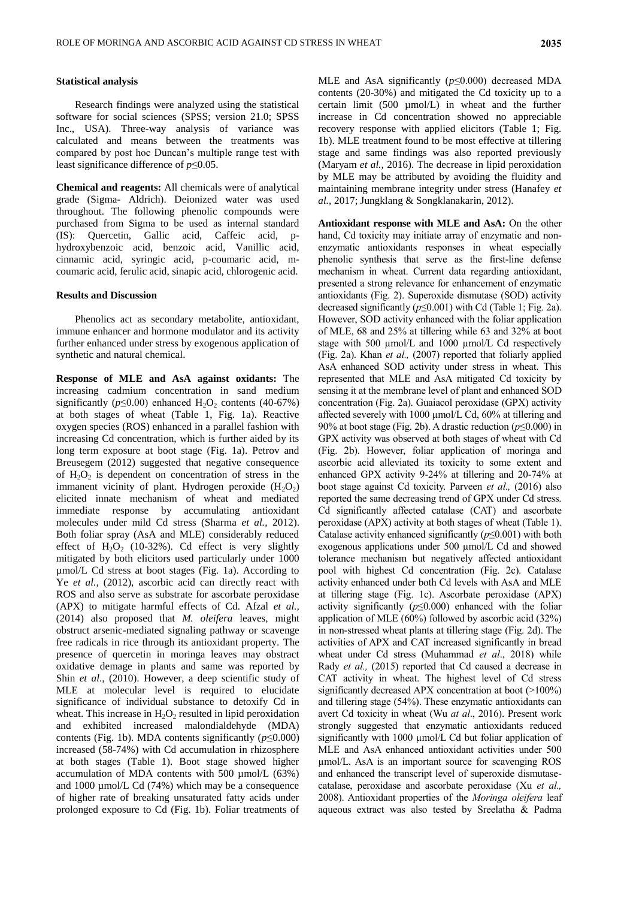**Statistical analysis**

Research findings were analyzed using the statistical software for social sciences (SPSS; version 21.0; SPSS Inc., USA). Three-way analysis of variance was calculated and means between the treatments was compared by post hoc Duncan's multiple range test with least significance difference of $p \leq 0.05$.

**Chemical and reagents:** All chemicals were of analytical grade (Sigma- Aldrich). Deionized water was used throughout. The following phenolic compounds were purchased from Sigma to be used as internal standard (IS): Quercetin, Gallic acid, Caffeic acid, p-hydroxybenzoic acid, benzoic acid, Vanillic acid, cinnamic acid, syringic acid, p-coumaric acid, m-coumaric acid, ferulic acid, sinapic acid, chlorogenic acid.

## Results and Discussion

Phenolics act as secondary metabolite, antioxidant, immune enhancer and hormone modulator and its activity further enhanced under stress by exogenous application of synthetic and natural chemical.

**Response of MLE and AsA against oxidants:** The increasing cadmium concentration in sand medium significantly ($p \leq 0.00$) enhanced $H_2O_2$ contents (40-67%) at both stages of wheat (Table 1, Fig. 1a). Reactive oxygen species (ROS) enhanced in a parallel fashion with increasing Cd concentration, which is further aided by its long term exposure at boot stage (Fig. 1a). Petrov and Breusegem (2012) suggested that negative consequence of $H_2O_2$ is dependent on concentration of stress in the immanent vicinity of plant. Hydrogen peroxide ($H_2O_2$) elicited innate mechanism of wheat and mediated immediate response by accumulating antioxidant molecules under mild Cd stress (Sharma *et al.,* 2012). Both foliar spray (AsA and MLE) considerably reduced effect of $H_2O_2$ (10-32%). Cd effect is very slightly mitigated by both elicitors used particularly under 1000 µmol/L Cd stress at boot stages (Fig. 1a). According to Ye *et al.,* (2012), ascorbic acid can directly react with ROS and also serve as substrate for ascorbate peroxidase (APX) to mitigate harmful effects of Cd. Afzal *et al.,* (2014) also proposed that *M. oleifera* leaves, might obstruct arsenic-mediated signaling pathway or scavenge free radicals in rice through its antioxidant property. The presence of quercetin in moringa leaves may obstract oxidative demage in plants and same was reported by Shin *et al*., (2010). However, a deep scientific study of MLE at molecular level is required to elucidate significance of individual substance to detoxify Cd in wheat. This increase in $H_2O_2$ resulted in lipid peroxidation and exhibited increased malondialdehyde (MDA) contents (Fig. 1b). MDA contents significantly ($p \leq 0.000$) increased (58-74%) with Cd accumulation in rhizosphere at both stages (Table 1). Boot stage showed higher accumulation of MDA contents with 500 µmol/L (63%) and 1000 µmol/L Cd (74%) which may be a consequence of higher rate of breaking unsaturated fatty acids under prolonged exposure to Cd (Fig. 1b). Foliar treatments of MLE and AsA significantly ($p \leq 0.000$) decreased MDA contents (20-30%) and mitigated the Cd toxicity up to a certain limit (500 µmol/L) in wheat and the further increase in Cd concentration showed no appreciable recovery response with applied elicitors (Table 1; Fig. 1b). MLE treatment found to be most effective at tillering stage and same findings was also reported previously (Maryam *et al.,* 2016). The decrease in lipid peroxidation by MLE may be attributed by avoiding the fluidity and maintaining membrane integrity under stress (Hanafey *et al.,* 2017; Jungklang & Songklanakarin, 2012).

**Antioxidant response with MLE and AsA:** On the other hand, Cd toxicity may initiate array of enzymatic and non-enzymatic antioxidants responses in wheat especially phenolic synthesis that serve as the first-line defense mechanism in wheat. Current data regarding antioxidant, presented a strong relevance for enhancement of enzymatic antioxidants (Fig. 2). Superoxide dismutase (SOD) activity decreased significantly ($p \leq 0.001$) with Cd (Table 1; Fig. 2a). However, SOD activity enhanced with the foliar application of MLE, 68 and 25% at tillering while 63 and 32% at boot stage with 500 µmol/L and 1000 µmol/L Cd respectively (Fig. 2a). Khan *et al.,* (2007) reported that foliarly applied AsA enhanced SOD activity under stress in wheat. This represented that MLE and AsA mitigated Cd toxicity by sensing it at the membrane level of plant and enhanced SOD concentration (Fig. 2a). Guaiacol peroxidase (GPX) activity affected severely with 1000 µmol/L Cd, 60% at tillering and 90% at boot stage (Fig. 2b). A drastic reduction ($p \leq 0.000$) in GPX activity was observed at both stages of wheat with Cd (Fig. 2b). However, foliar application of moringa and ascorbic acid alleviated its toxicity to some extent and enhanced GPX activity 9-24% at tillering and 20-74% at boot stage against Cd toxicity. Parveen *et al.,* (2016) also reported the same decreasing trend of GPX under Cd stress. Cd significantly affected catalase (CAT) and ascorbate peroxidase (APX) activity at both stages of wheat (Table 1). Catalase activity enhanced significantly ($p \leq 0.001$) with both exogenous applications under 500 µmol/L Cd and showed tolerance mechanism but negatively affected antioxidant pool with highest Cd concentration (Fig. 2c). Catalase activity enhanced under both Cd levels with AsA and MLE at tillering stage (Fig. 1c). Ascorbate peroxidase (APX) activity significantly ($p \leq 0.000$) enhanced with the foliar application of MLE (60%) followed by ascorbic acid (32%) in non-stressed wheat plants at tillering stage (Fig. 2d). The activities of APX and CAT increased significantly in bread wheat under Cd stress (Muhammad *et al*., 2018) while Rady *et al.,* (2015) reported that Cd caused a decrease in CAT activity in wheat. The highest level of Cd stress significantly decreased APX concentration at boot (>100%) and tillering stage (54%). These enzymatic antioxidants can avert Cd toxicity in wheat (Wu *at al*., 2016). Present work strongly suggested that enzymatic antioxidants reduced significantly with 1000 µmol/L Cd but foliar application of MLE and AsA enhanced antioxidant activities under 500 µmol/L. AsA is an important source for scavenging ROS and enhanced the transcript level of superoxide dismutase-catalase, peroxidase and ascorbate peroxidase (Xu *et al.,* 2008). Antioxidant properties of the *Moringa oleifera* leaf aqueous extract was also tested by Sreelatha & Padma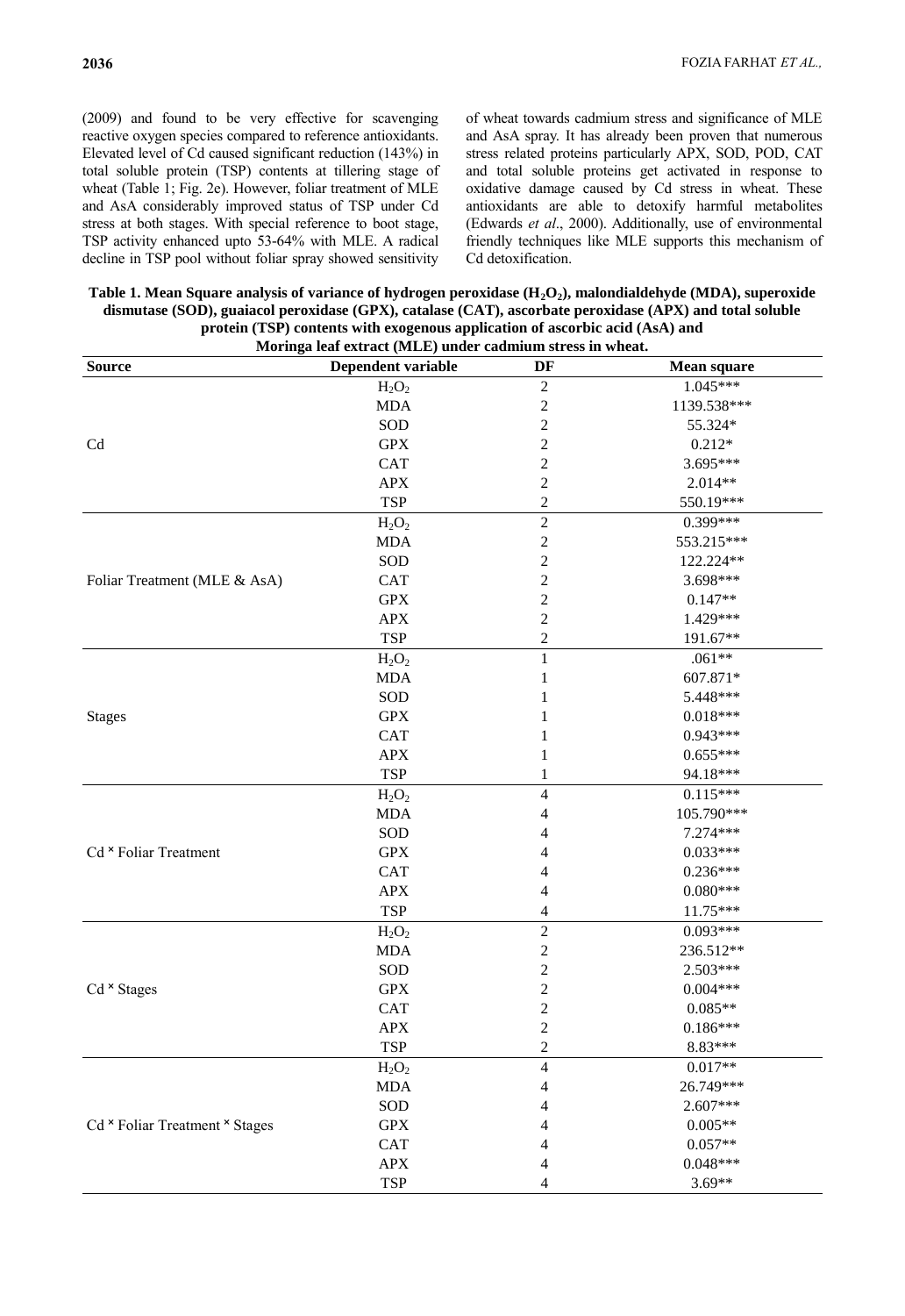(2009) and found to be very effective for scavenging reactive oxygen species compared to reference antioxidants. Elevated level of Cd caused significant reduction (143%) in total soluble protein (TSP) contents at tillering stage of wheat (Table 1; Fig. 2e). However, foliar treatment of MLE and AsA considerably improved status of TSP under Cd stress at both stages. With special reference to boot stage, TSP activity enhanced upto 53-64% with MLE. A radical decline in TSP pool without foliar spray showed sensitivity of wheat towards cadmium stress and significance of MLE and AsA spray. It has already been proven that numerous stress related proteins particularly APX, SOD, POD, CAT and total soluble proteins get activated in response to oxidative damage caused by Cd stress in wheat. These antioxidants are able to detoxify harmful metabolites (Edwards *et al*., 2000). Additionally, use of environmental friendly techniques like MLE supports this mechanism of Cd detoxification.

**Table 1. Mean Square analysis of variance of hydrogen peroxidase ($H_2O_2$), malondialdehyde (MDA), superoxide dismutase (SOD), guaiacol peroxidase (GPX), catalase (CAT), ascorbate peroxidase (APX) and total soluble protein (TSP) contents with exogenous application of ascorbic acid (AsA) and Moringa leaf extract (MLE) under cadmium stress in wheat.**

| Source | Dependent variable | DF | Mean square |
|---|---|---|---|
| Cd | $H_2O_2$ | 2 | 1.045*** |
| | MDA | 2 | 1139.538*** |
| | SOD | 2 | 55.324* |
| | GPX | 2 | 0.212* |
| | CAT | 2 | 3.695*** |
| | APX | 2 | 2.014** |
| | TSP | 2 | 550.19*** |
| Foliar Treatment (MLE & AsA) | $H_2O_2$ | 2 | 0.399*** |
| | MDA | 2 | 553.215*** |
| | SOD | 2 | 122.224** |
| | CAT | 2 | 3.698*** |
| | GPX | 2 | 0.147** |
| | APX | 2 | 1.429*** |
| | TSP | 2 | 191.67** |
| Stages | $H_2O_2$ | 1 | .061** |
| | MDA | 1 | 607.871* |
| | SOD | 1 | 5.448*** |
| | GPX | 1 | 0.018*** |
| | CAT | 1 | 0.943*** |
| | APX | 1 | 0.655*** |
| | TSP | 1 | 94.18*** |
| Cd × Foliar Treatment | $H_2O_2$ | 4 | 0.115*** |
| | MDA | 4 | 105.790*** |
| | SOD | 4 | 7.274*** |
| | GPX | 4 | 0.033*** |
| | CAT | 4 | 0.236*** |
| | APX | 4 | 0.080*** |
| | TSP | 4 | 11.75*** |
| Cd × Stages | $H_2O_2$ | 2 | 0.093*** |
| | MDA | 2 | 236.512** |
| | SOD | 2 | 2.503*** |
| | GPX | 2 | 0.004*** |
| | CAT | 2 | 0.085** |
| | APX | 2 | 0.186*** |
| | TSP | 2 | 8.83*** |
| Cd × Foliar Treatment × Stages | $H_2O_2$ | 4 | 0.017** |
| | MDA | 4 | 26.749*** |
| | SOD | 4 | 2.607*** |
| | GPX | 4 | 0.005** |
| | CAT | 4 | 0.057** |
| | APX | 4 | 0.048*** |
| | TSP | 4 | 3.69** |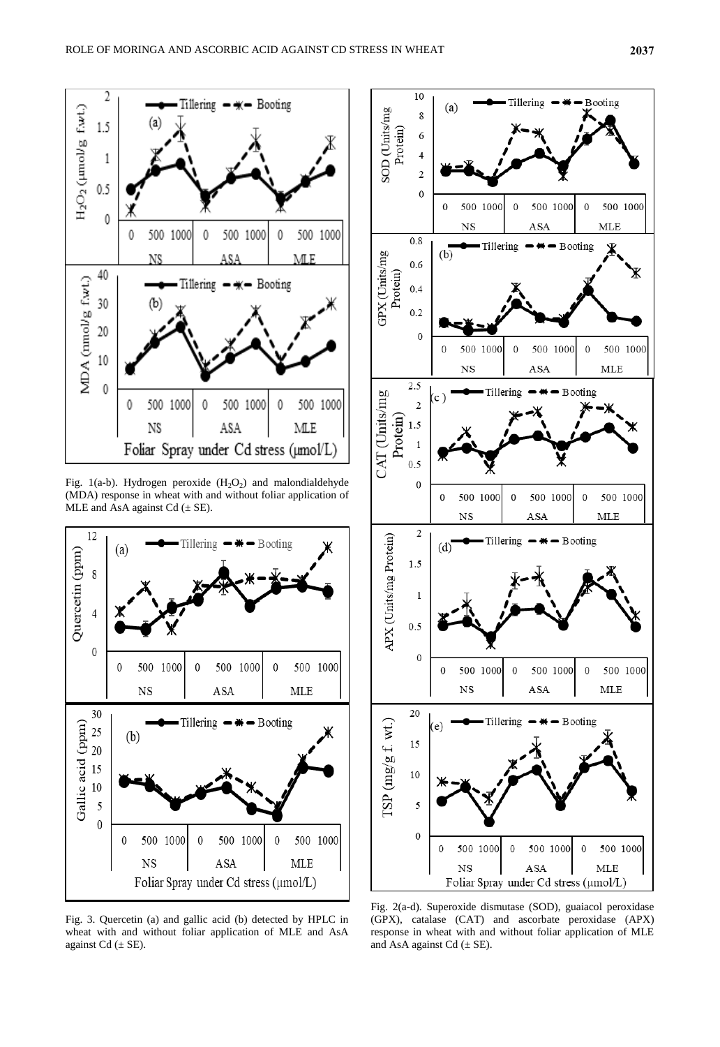Fig. 1(a-b). Hydrogen peroxide ($H_2O_2$) and malondialdehyde (MDA) response in wheat with and without foliar application of MLE and AsA against Cd (± SE).

Fig. 3. Quercetin (a) and gallic acid (b) detected by HPLC in wheat with and without foliar application of MLE and AsA against Cd (± SE).

Fig. 2(a-d). Superoxide dismutase (SOD), guaiacol peroxidase (GPX), catalase (CAT) and ascorbate peroxidase (APX) response in wheat with and without foliar application of MLE and AsA against Cd (± SE).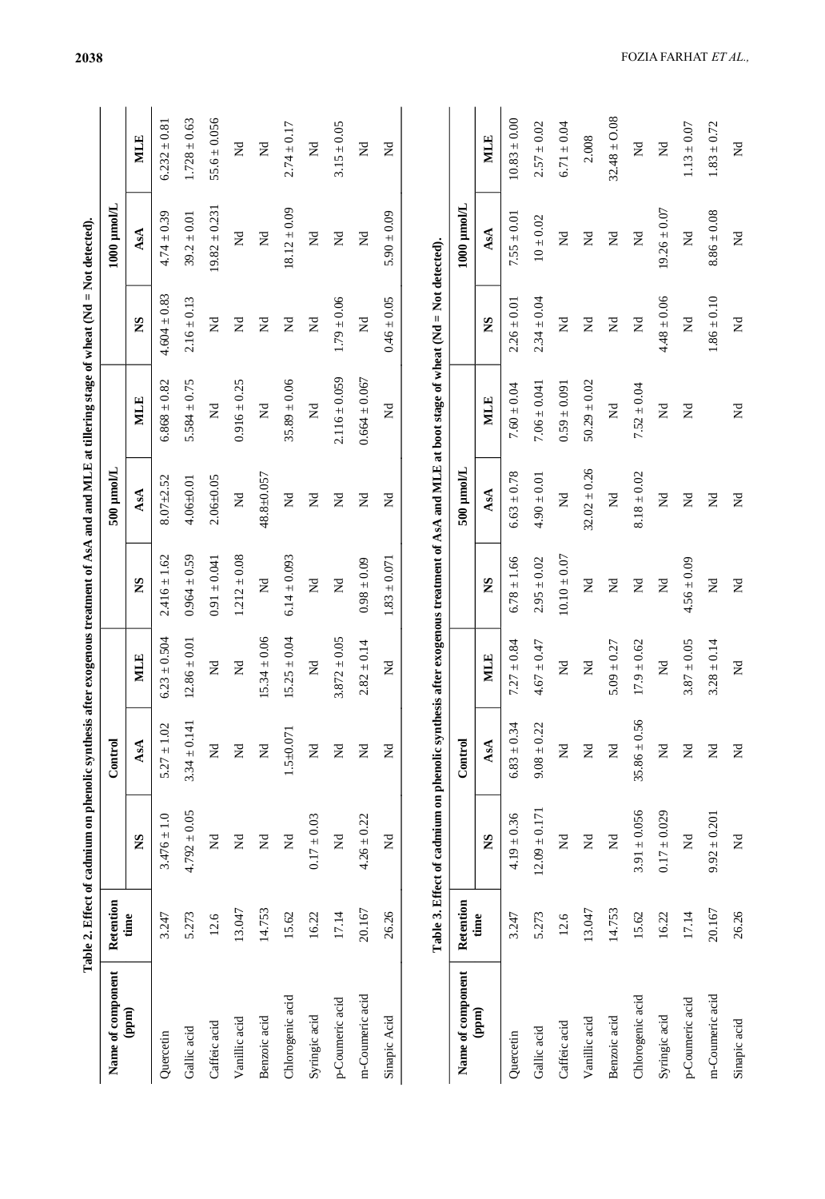**Table 2. Effect of cadmium on phenolic synthesis after exogenous treatment of AsA and and MLE at tillering stage of wheat (Nd = Not detected).**

| Name of component (ppm) | Retention time | Control | | | 500 µmol/L | | | 1000 µmol/L | | |
|---|---|---|---|---|---|---|---|---|---|---|
| | | NS | AsA | MLE | NS | AsA | MLE | NS | AsA | MLE |
| Quercetin | 3.247 | 3.476 ± 1.0 | 5.27 ± 1.02 | 6.23 ± 0.504 | 2.416 ± 1.62 | 8.07±2.52 | 6.868 ± 0.82 | 4.604 ± 0.83 | 4.74 ± 0.39 | 6.232 ± 0.81 |
| Gallic acid | 5.273 | 4.792 ± 0.05 | 3.34 ± 0.141 | 12.86 ± 0.01 | 0.964 ± 0.59 | 4.06±0.01 | 5.584 ± 0.75 | 2.16 ± 0.13 | 39.2 ± 0.01 | 1.728 ± 0.63 |
| Caffeic acid | 12.6 | Nd | Nd | Nd | 0.91 ± 0.041 | 2.06±0.05 | Nd | Nd | 19.82 ± 0.231 | 55.6 ± 0.056 |
| Vanillic acid | 13.047 | Nd | Nd | Nd | 1.212 ± 0.08 | Nd | 0.916 ± 0.25 | Nd | Nd | Nd |
| Benzoic acid | 14.753 | Nd | Nd | 15.34 ± 0.06 | Nd | 48.8±0.057 | Nd | Nd | Nd | Nd |
| Chlorogenic acid | 15.62 | Nd | 1.5±0.071 | 15.25 ± 0.04 | 6.14 ± 0.093 | Nd | 35.89 ± 0.06 | Nd | 18.12 ± 0.09 | 2.74 ± 0.17 |
| Syringic acid | 16.22 | 0.17 ± 0.03 | Nd | Nd | Nd | Nd | Nd | Nd | Nd | Nd |
| p-Coumeric acid | 17.14 | Nd | Nd | 3.872 ± 0.05 | Nd | Nd | 2.116 ± 0.059 | 1.79 ± 0.06 | Nd | 3.15 ± 0.05 |
| m-Coumeric acid | 20.167 | 4.26 ± 0.22 | Nd | 2.82 ± 0.14 | 0.98 ± 0.09 | Nd | 0.664 ± 0.067 | Nd | Nd | Nd |
| Sinapic Acid | 26.26 | Nd | Nd | Nd | 1.83 ± 0.071 | Nd | Nd | 0.46 ± 0.05 | 5.90 ± 0.09 | Nd |

**Table 3. Effect of cadmium on phenolic synthesis after exogenous treatment of AsA and MLE at boot stage of wheat (Nd = Not detected).**

| Name of component (ppm) | Retention time | Control | | | 500 µmol/L | | | 1000 µmol/L | | |
|---|---|---|---|---|---|---|---|---|---|---|
| | | NS | AsA | MLE | NS | AsA | MLE | NS | AsA | MLE |
| Quercetin | 3.247 | 4.19 ± 0.36 | 6.83 ± 0.34 | 7.27 ± 0.84 | 6.78 ± 1.66 | 6.63 ± 0.78 | 7.60 ± 0.04 | 2.26 ± 0.01 | 7.55 ± 0.01 | 10.83 ± 0.00 |
| Gallic acid | 5.273 | 12.09 ± 0.171 | 9.08 ± 0.22 | 4.67 ± 0.47 | 2.95 ± 0.02 | 4.90 ± 0.01 | 7.06 ± 0.041 | 2.34 ± 0.04 | 10 ± 0.02 | 2.57 ± 0.02 |
| Caffeic acid | 12.6 | Nd | Nd | Nd | 10.10 ± 0.07 | Nd | 0.59 ± 0.091 | Nd | Nd | 6.71 ± 0.04 |
| Vanillic acid | 13.047 | Nd | Nd | Nd | Nd | 32.02 ± 0.26 | 50.29 ± 0.02 | Nd | Nd | 2.008 |
| Benzoic acid | 14.753 | Nd | Nd | 5.09 ± 0.27 | Nd | Nd | Nd | Nd | Nd | 32.48 ± O.08 |
| Chlorogenic acid | 15.62 | 3.91 ± 0.056 | 35.86 ± 0.56 | 17.9 ± 0.62 | Nd | 8.18 ± 0.02 | 7.52 ± 0.04 | Nd | Nd | Nd |
| Syringic acid | 16.22 | 0.17 ± 0.029 | Nd | Nd | Nd | Nd | Nd | 4.48 ± 0.06 | 19.26 ± 0.07 | Nd |
| p-Coumeric acid | 17.14 | Nd | Nd | 3.87 ± 0.05 | 4.56 ± 0.09 | Nd | Nd | Nd | Nd | 1.13 ± 0.07 |
| m-Coumeric acid | 20.167 | 9.92 ± 0.201 | Nd | 3.28 ± 0.14 | Nd | Nd | | 1.86 ± 0.10 | 8.86 ± 0.08 | 1.83 ± 0.72 |
| Sinapic acid | 26.26 | Nd | Nd | Nd | Nd | Nd | Nd | Nd | Nd | Nd |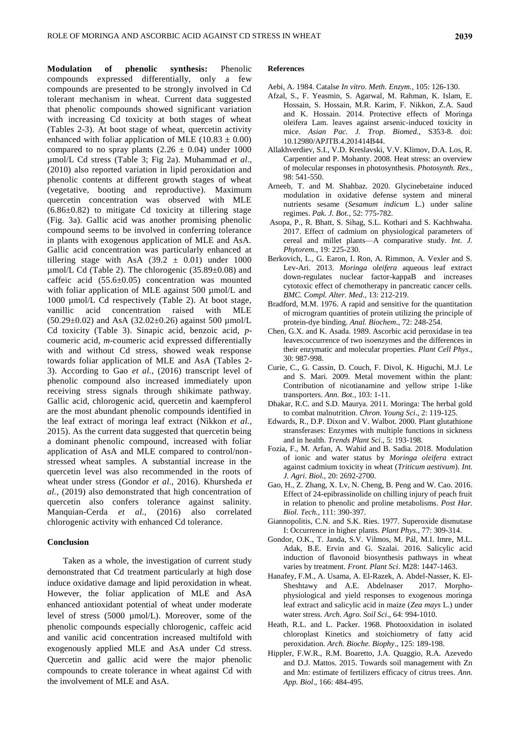**Modulation of phenolic synthesis:** Phenolic compounds expressed differentially, only a few compounds are presented to be strongly involved in Cd tolerant mechanism in wheat. Current data suggested that phenolic compounds showed significant variation with increasing Cd toxicity at both stages of wheat (Tables 2-3). At boot stage of wheat, quercetin activity enhanced with foliar application of MLE ($10.83 \pm 0.00$) compared to no spray plants ($2.26 \pm 0.04$) under 1000 µmol/L Cd stress (Table 3; Fig 2a). Muhammad *et al*., (2010) also reported variation in lipid peroxidation and phenolic contents at different growth stages of wheat (vegetative, booting and reproductive). Maximum quercetin concentration was observed with MLE ($6.86 \pm 0.82$) to mitigate Cd toxicity at tillering stage (Fig. 3a). Gallic acid was another promising phenolic compound seems to be involved in conferring tolerance in plants with exogenous application of MLE and AsA. Gallic acid concentration was particularly enhanced at tillering stage with AsA ($39.2 \pm 0.01$) under 1000 µmol/L Cd (Table 2). The chlorogenic ($35.89 \pm 0.08$) and caffeic acid ($55.6 \pm 0.05$) concentration was mounted with foliar application of MLE against 500 µmol/L and 1000 µmol/L Cd respectively (Table 2). At boot stage, vanillic acid concentration raised with MLE ($50.29 \pm 0.02$) and AsA ($32.02 \pm 0.26$) against 500 µmol/L Cd toxicity (Table 3). Sinapic acid, benzoic acid, *p*-coumeric acid, *m*-coumeric acid expressed differentially with and without Cd stress, showed weak response towards foliar application of MLE and AsA (Tables 2-3). According to Gao *et al.,* (2016) transcript level of phenolic compound also increased immediately upon receiving stress signals through shikimate pathway. Gallic acid, chlorogenic acid, quercetin and kaempferol are the most abundant phenolic compounds identified in the leaf extract of moringa leaf extract (Nikkon *et al.,* 2015). As the current data suggested that quercetin being a dominant phenolic compound, increased with foliar application of AsA and MLE compared to control/non-stressed wheat samples. A substantial increase in the quercetin level was also recommended in the roots of wheat under stress (Gondor *et al.,* 2016). Khursheda *et al.,* (2019) also demonstrated that high concentration of quercetin also confers tolerance against salinity. Manquian-Cerda *et al.,* (2016) also correlated chlorogenic activity with enhanced Cd tolerance.

## Conclusion

Taken as a whole, the investigation of current study demonstrated that Cd treatment particularly at high dose induce oxidative damage and lipid peroxidation in wheat. However, the foliar application of MLE and AsA enhanced antioxidant potential of wheat under moderate level of stress (5000 µmol/L). Moreover, some of the phenolic compounds especially chlorogenic, caffeic acid and vanilic acid concentration increased multifold with exogenously applied MLE and AsA under Cd stress. Quercetin and gallic acid were the major phenolic compounds to create tolerance in wheat against Cd with the involvement of MLE and AsA.

### References

Aebi, A. 1984. Catalse *In vitro*. *Meth. Enzym.*, 105: 126-130.

Afzal, S., F. Yeasmin, S. Agarwal, M. Rahman, K. Islam, E. Hossain, S. Hossain, M.R. Karim, F. Nikkon, Z.A. Saud and K. Hossain. 2014. Protective effects of Moringa oleifera Lam. leaves against arsenic-induced toxicity in mice. *Asian Pac. J. Trop. Biomed.,* S353-8. doi: 10.12980/APJTB.4.201414B44.

Allakhverdiev, S.I., V.D. Kreslavski, V.V. Klimov, D.A. Los, R. Carpentier and P. Mohanty. 2008. Heat stress: an overview of molecular responses in photosynthesis. *Photosynth. Res.,* 98: 541-550.

Arneeb, T. and M. Shahbaz. 2020. Glycinebetaine induced modulation in oxidative defense system and mineral nutrients sesame (*Sesamum indicum* L.) under saline regimes. *Pak. J. Bot.*, 52: 775-782.

Asopa, P., R. Bhatt, S. Sihag, S.L. Kothari and S. Kachhwaha. 2017. Effect of cadmium on physiological parameters of cereal and millet plants—A comparative study. *Int. J. Phytorem.*, 19: 225-230.

Berkovich, L., G. Earon, I. Ron, A. Rimmon, A. Vexler and S. Lev-Ari. 2013. *Moringa oleifera* aqueous leaf extract down-regulates nuclear factor-kappaB and increases cytotoxic effect of chemotherapy in pancreatic cancer cells. *BMC. Compl. Alter. Med*., 13: 212-219.

Bradford, M.M. 1976. A rapid and sensitive for the quantitation of microgram quantities of protein utilizing the principle of protein-dye binding. *Anal. Biochem*., 72: 248-254.

Chen, G.X. and K. Asada. 1989. Ascorbic acid peroxidase in tea leaves:occurrence of two isoenzymes and the differences in their enzymatic and molecular properties. *Plant Cell Phys*., 30: 987-998.

Curie, C., G. Cassin, D. Couch, F. Divol, K. Higuchi, M.J. Le and S. Mari. 2009. Metal movement within the plant: Contribution of nicotianamine and yellow stripe 1-like transporters. *Ann. Bot.*, 103: 1-11.

Dhakar, R.C. and S.D. Maurya. 2011. Moringa: The herbal gold to combat malnutrition. *Chron. Young Sci*., 2: 119-125.

Edwards, R., D.P. Dixon and V. Walbot. 2000. Plant glutathione stransferases: Enzymes with multiple functions in sickness and in health. *Trends Plant Sci*., 5: 193-198.

Fozia, F., M. Arfan, A. Wahid and B. Sadia. 2018. Modulation of ionic and water status by *Moringa oleifera* extract against cadmium toxicity in wheat (*Triticum aestivum*). *Int. J. Agri. Biol.,* 20: 2692-2700.

Gao, H., Z. Zhang, X. Lv, N. Cheng, B. Peng and W. Cao. 2016. Effect of 24-epibrassinolide on chilling injury of peach fruit in relation to phenolic and proline metabolisms. *Post Har. Biol. Tech.*, 111: 390-397.

Giannopolitis, C.N. and S.K. Ries. 1977. Superoxide dismutase I: Occurrence in higher plants. *Plant Phys.*, 77: 309-314.

Gondor, O.K., T. Janda, S.V. Vilmos, M. Pál, M.I. Imre, M.L. Adak, B.E. Ervin and G. Szalai. 2016. Salicylic acid induction of flavonoid biosynthesis pathways in wheat varies by treatment. *Front. Plant Sci*. M28: 1447-1463.

Hanafey, F.M., A. Usama, A. El-Razek, A. Abdel-Nasser, K. El-Sheshtawy and A.E. Abdelnaser 2017. Morpho-physiological and yield responses to exogenous moringa leaf extract and salicylic acid in maize (*Zea mays* L.) under water stress. *Arch. Agro. Soil Sci*., 64: 994-1010.

Heath, R.L. and L. Packer. 1968. Photooxidation in isolated chloroplast Kinetics and stoichiometry of fatty acid peroxidation. *Arch. Bioche. Biophy*., 125: 189-198.

Hippler, F.W.R., R.M. Boaretto, J.A. Quaggio, R.A. Azevedo and D.J. Mattos. 2015. Towards soil management with Zn and Mn: estimate of fertilizers efficacy of citrus trees. *Ann. App. Biol*., 166: 484-495.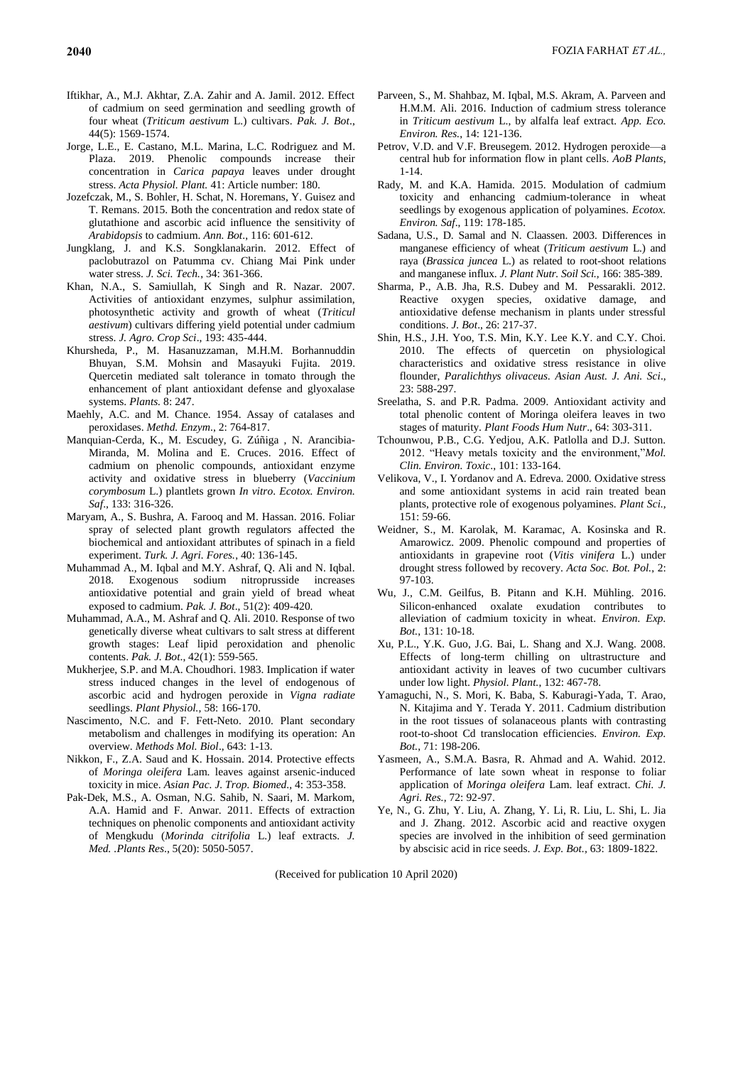Iftikhar, A., M.J. Akhtar, Z.A. Zahir and A. Jamil. 2012. Effect of cadmium on seed germination and seedling growth of four wheat (*Triticum aestivum* L.) cultivars. *Pak. J. Bot*., 44(5): 1569-1574.

Jorge, L.E., E. Castano, M.L. Marina, L.C. Rodriguez and M. Plaza. 2019. Phenolic compounds increase their concentration in *Carica papaya* leaves under drought stress. *Acta Physiol. Plant.* 41: Article number: 180.

Jozefczak, M., S. Bohler, H. Schat, N. Horemans, Y. Guisez and T. Remans. 2015. Both the concentration and redox state of glutathione and ascorbic acid influence the sensitivity of *Arabidopsis* to cadmium. *Ann. Bot*., 116: 601-612.

Jungklang, J. and K.S. Songklanakarin. 2012. Effect of paclobutrazol on Patumma cv. Chiang Mai Pink under water stress. *J. Sci. Tech.*, 34: 361-366.

Khan, N.A., S. Samiullah, K Singh and R. Nazar. 2007. Activities of antioxidant enzymes, sulphur assimilation, photosynthetic activity and growth of wheat (*Triticul aestivum*) cultivars differing yield potential under cadmium stress. *J. Agro. Crop Sci*., 193: 435-444.

Khursheda, P., M. Hasanuzzaman, M.H.M. Borhannuddin Bhuyan, S.M. Mohsin and Masayuki Fujita. 2019. Quercetin mediated salt tolerance in tomato through the enhancement of plant antioxidant defense and glyoxalase systems. *Plants.* 8: 247.

Maehly, A.C. and M. Chance. 1954. Assay of catalases and peroxidases. *Methd. Enzym*., 2: 764-817.

Manquian-Cerda, K., M. Escudey, G. Zúñiga , N. Arancibia-Miranda, M. Molina and E. Cruces. 2016. Effect of cadmium on phenolic compounds, antioxidant enzyme activity and oxidative stress in blueberry (*Vaccinium corymbosum* L.) plantlets grown *In vitro*. *Ecotox. Environ. Saf*., 133: 316-326.

Maryam, A., S. Bushra, A. Farooq and M. Hassan. 2016. Foliar spray of selected plant growth regulators affected the biochemical and antioxidant attributes of spinach in a field experiment. *Turk. J. Agri. Fores.*, 40: 136-145.

Muhammad A., M. Iqbal and M.Y. Ashraf, Q. Ali and N. Iqbal. 2018. Exogenous sodium nitroprusside increases antioxidative potential and grain yield of bread wheat exposed to cadmium. *Pak. J. Bot*., 51(2): 409-420.

Muhammad, A.A., M. Ashraf and Q. Ali. 2010. Response of two genetically diverse wheat cultivars to salt stress at different growth stages: Leaf lipid peroxidation and phenolic contents. *Pak. J. Bot*., 42(1): 559-565.

Mukherjee, S.P. and M.A. Choudhori. 1983. Implication if water stress induced changes in the level of endogenous of ascorbic acid and hydrogen peroxide in *Vigna radiate* seedlings. *Plant Physiol.*, 58: 166-170.

Nascimento, N.C. and F. Fett-Neto. 2010. Plant secondary metabolism and challenges in modifying its operation: An overview. *Methods Mol. Biol*., 643: 1-13.

Nikkon, F., Z.A. Saud and K. Hossain. 2014. Protective effects of *Moringa oleifera* Lam. leaves against arsenic-induced toxicity in mice. *Asian Pac. J. Trop. Biomed.*, 4: 353-358.

Pak-Dek, M.S., A. Osman, N.G. Sahib, N. Saari, M. Markom, A.A. Hamid and F. Anwar. 2011. Effects of extraction techniques on phenolic components and antioxidant activity of Mengkudu (*Morinda citrifolia* L.) leaf extracts. *J. Med. .Plants Res*., 5(20): 5050-5057.

Parveen, S., M. Shahbaz, M. Iqbal, M.S. Akram, A. Parveen and H.M.M. Ali. 2016. Induction of cadmium stress tolerance in *Triticum aestivum* L., by alfalfa leaf extract. *App. Eco. Environ. Res.*, 14: 121-136.

Petrov, V.D. and V.F. Breusegem. 2012. Hydrogen peroxide—a central hub for information flow in plant cells. *AoB Plants*, 1-14.

Rady, M. and K.A. Hamida. 2015. Modulation of cadmium toxicity and enhancing cadmium-tolerance in wheat seedlings by exogenous application of polyamines. *Ecotox. Environ. Saf*., 119: 178-185.

Sadana, U.S., D. Samal and N. Claassen. 2003. Differences in manganese efficiency of wheat (*Triticum aestivum* L.) and raya (*Brassica juncea* L.) as related to root-shoot relations and manganese influx. *J. Plant Nutr. Soil Sci.*, 166: 385-389.

Sharma, P., A.B. Jha, R.S. Dubey and M. Pessarakli. 2012. Reactive oxygen species, oxidative damage, and antioxidative defense mechanism in plants under stressful conditions. *J. Bot*., 26: 217-37.

Shin, H.S., J.H. Yoo, T.S. Min, K.Y. Lee K.Y. and C.Y. Choi. 2010. The effects of quercetin on physiological characteristics and oxidative stress resistance in olive flounder, *Paralichthys olivaceus*. *Asian Aust. J. Ani. Sci*., 23: 588-297.

Sreelatha, S. and P.R. Padma. 2009. Antioxidant activity and total phenolic content of Moringa oleifera leaves in two stages of maturity. *Plant Foods Hum Nutr*., 64: 303-311.

Tchounwou, P.B., C.G. Yedjou, A.K. Patlolla and D.J. Sutton. 2012. "Heavy metals toxicity and the environment,"*Mol. Clin. Environ. Toxic*., 101: 133-164.

Velikova, V., I. Yordanov and A. Edreva. 2000. Oxidative stress and some antioxidant systems in acid rain treated bean plants, protective role of exogenous polyamines. *Plant Sci.*, 151: 59-66.

Weidner, S., M. Karolak, M. Karamac, A. Kosinska and R. Amarowicz. 2009. Phenolic compound and properties of antioxidants in grapevine root (*Vitis vinifera* L.) under drought stress followed by recovery. *Acta Soc. Bot. Pol.*, 2: 97-103.

Wu, J., C.M. Geilfus, B. Pitann and K.H. Mühling. 2016. Silicon-enhanced oxalate exudation contributes to alleviation of cadmium toxicity in wheat. *Environ. Exp. Bot.*, 131: 10-18.

Xu, P.L., Y.K. Guo, J.G. Bai, L. Shang and X.J. Wang. 2008. Effects of long-term chilling on ultrastructure and antioxidant activity in leaves of two cucumber cultivars under low light. *Physiol. Plant.*, 132: 467-78.

Yamaguchi, N., S. Mori, K. Baba, S. Kaburagi-Yada, T. Arao, N. Kitajima and Y. Terada Y. 2011. Cadmium distribution in the root tissues of solanaceous plants with contrasting root-to-shoot Cd translocation efficiencies. *Environ. Exp. Bot.*, 71: 198-206.

Yasmeen, A., S.M.A. Basra, R. Ahmad and A. Wahid. 2012. Performance of late sown wheat in response to foliar application of *Moringa oleifera* Lam. leaf extract. *Chi. J. Agri. Res.*, 72: 92-97.

Ye, N., G. Zhu, Y. Liu, A. Zhang, Y. Li, R. Liu, L. Shi, L. Jia and J. Zhang. 2012. Ascorbic acid and reactive oxygen species are involved in the inhibition of seed germination by abscisic acid in rice seeds. *J. Exp. Bot.*, 63: 1809-1822.

(Received for publication 10 April 2020)